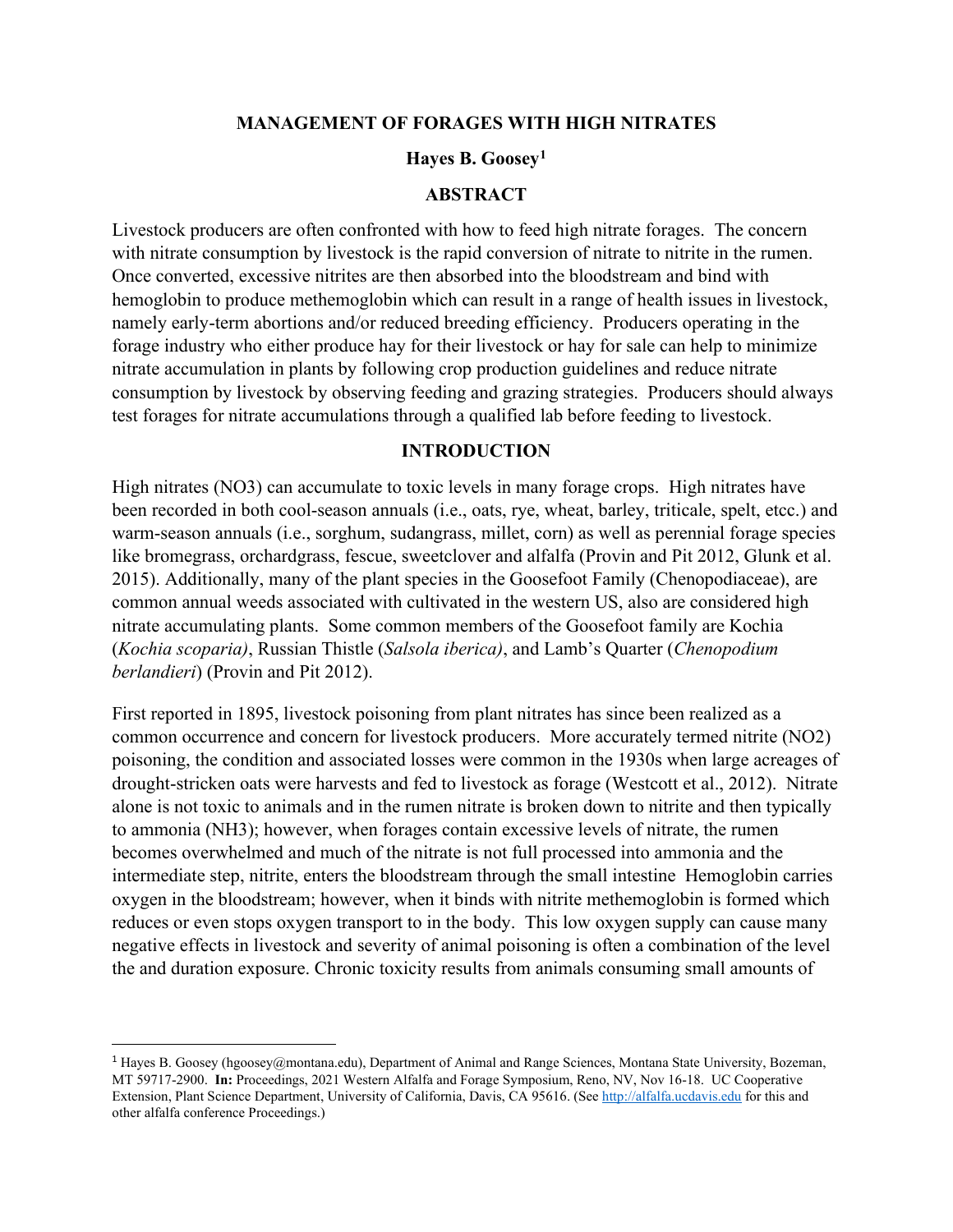# MANAGEMENT OF FORAGES WITH HIGH NITRATES

**Hayes B. Goosey[1]**

## ABSTRACT

Livestock producers are often confronted with how to feed high nitrate forages. The concern with nitrate consumption by livestock is the rapid conversion of nitrate to nitrite in the rumen. Once converted, excessive nitrites are then absorbed into the bloodstream and bind with hemoglobin to produce methemoglobin which can result in a range of health issues in livestock, namely early-term abortions and/or reduced breeding efficiency. Producers operating in the forage industry who either produce hay for their livestock or hay for sale can help to minimize nitrate accumulation in plants by following crop production guidelines and reduce nitrate consumption by livestock by observing feeding and grazing strategies. Producers should always test forages for nitrate accumulations through a qualified lab before feeding to livestock.

## INTRODUCTION

High nitrates ($NO_3$) can accumulate to toxic levels in many forage crops. High nitrates have been recorded in both cool-season annuals (i.e., oats, rye, wheat, barley, triticale, spelt, etcc.) and warm-season annuals (i.e., sorghum, sudangrass, millet, corn) as well as perennial forage species like bromegrass, orchardgrass, fescue, sweetclover and alfalfa (Provin and Pit 2012, Glunk et al. 2015). Additionally, many of the plant species in the Goosefoot Family (Chenopodiaceae), are common annual weeds associated with cultivated in the western US, also are considered high nitrate accumulating plants. Some common members of the Goosefoot family are Kochia (*Kochia scoparia)*, Russian Thistle (*Salsola iberica)*, and Lamb's Quarter (*Chenopodium berlandieri*) (Provin and Pit 2012).

First reported in 1895, livestock poisoning from plant nitrates has since been realized as a common occurrence and concern for livestock producers. More accurately termed nitrite ($NO_2$) poisoning, the condition and associated losses were common in the 1930s when large acreages of drought-stricken oats were harvests and fed to livestock as forage (Westcott et al., 2012). Nitrate alone is not toxic to animals and in the rumen nitrate is broken down to nitrite and then typically to ammonia ($NH_3$); however, when forages contain excessive levels of nitrate, the rumen becomes overwhelmed and much of the nitrate is not full processed into ammonia and the intermediate step, nitrite, enters the bloodstream through the small intestine Hemoglobin carries oxygen in the bloodstream; however, when it binds with nitrite methemoglobin is formed which reduces or even stops oxygen transport to in the body. This low oxygen supply can cause many negative effects in livestock and severity of animal poisoning is often a combination of the level the and duration exposure. Chronic toxicity results from animals consuming small amounts of

---

[1] Hayes B. Goosey (hgoosey@montana.edu), Department of Animal and Range Sciences, Montana State University, Bozeman, MT 59717-2900. **In:** Proceedings, 2021 Western Alfalfa and Forage Symposium, Reno, NV, Nov 16-18. UC Cooperative Extension, Plant Science Department, University of California, Davis, CA 95616. (See http://alfalfa.ucdavis.edu for this and other alfalfa conference Proceedings.)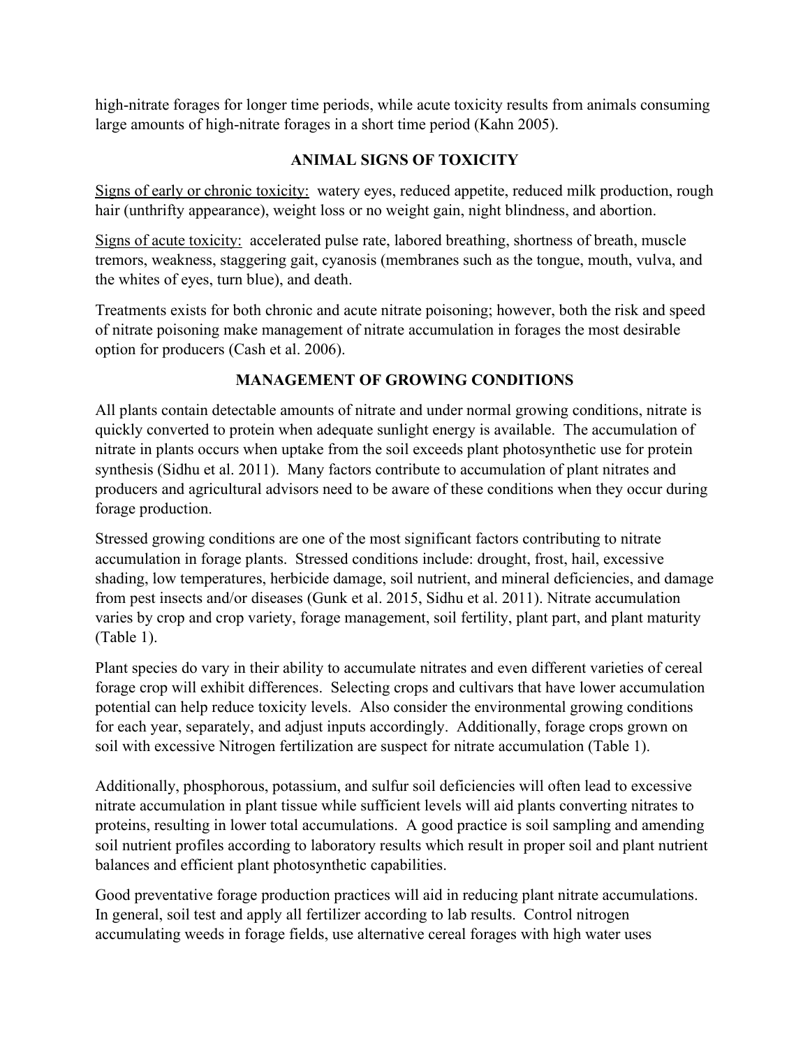high-nitrate forages for longer time periods, while acute toxicity results from animals consuming large amounts of high-nitrate forages in a short time period (Kahn 2005).

## ANIMAL SIGNS OF TOXICITY

Signs of early or chronic toxicity: watery eyes, reduced appetite, reduced milk production, rough hair (unthrifty appearance), weight loss or no weight gain, night blindness, and abortion.

Signs of acute toxicity: accelerated pulse rate, labored breathing, shortness of breath, muscle tremors, weakness, staggering gait, cyanosis (membranes such as the tongue, mouth, vulva, and the whites of eyes, turn blue), and death.

Treatments exists for both chronic and acute nitrate poisoning; however, both the risk and speed of nitrate poisoning make management of nitrate accumulation in forages the most desirable option for producers (Cash et al. 2006).

## MANAGEMENT OF GROWING CONDITIONS

All plants contain detectable amounts of nitrate and under normal growing conditions, nitrate is quickly converted to protein when adequate sunlight energy is available. The accumulation of nitrate in plants occurs when uptake from the soil exceeds plant photosynthetic use for protein synthesis (Sidhu et al. 2011). Many factors contribute to accumulation of plant nitrates and producers and agricultural advisors need to be aware of these conditions when they occur during forage production.

Stressed growing conditions are one of the most significant factors contributing to nitrate accumulation in forage plants. Stressed conditions include: drought, frost, hail, excessive shading, low temperatures, herbicide damage, soil nutrient, and mineral deficiencies, and damage from pest insects and/or diseases (Gunk et al. 2015, Sidhu et al. 2011). Nitrate accumulation varies by crop and crop variety, forage management, soil fertility, plant part, and plant maturity (Table 1).

Plant species do vary in their ability to accumulate nitrates and even different varieties of cereal forage crop will exhibit differences. Selecting crops and cultivars that have lower accumulation potential can help reduce toxicity levels. Also consider the environmental growing conditions for each year, separately, and adjust inputs accordingly. Additionally, forage crops grown on soil with excessive Nitrogen fertilization are suspect for nitrate accumulation (Table 1).

Additionally, phosphorous, potassium, and sulfur soil deficiencies will often lead to excessive nitrate accumulation in plant tissue while sufficient levels will aid plants converting nitrates to proteins, resulting in lower total accumulations. A good practice is soil sampling and amending soil nutrient profiles according to laboratory results which result in proper soil and plant nutrient balances and efficient plant photosynthetic capabilities.

Good preventative forage production practices will aid in reducing plant nitrate accumulations. In general, soil test and apply all fertilizer according to lab results. Control nitrogen accumulating weeds in forage fields, use alternative cereal forages with high water uses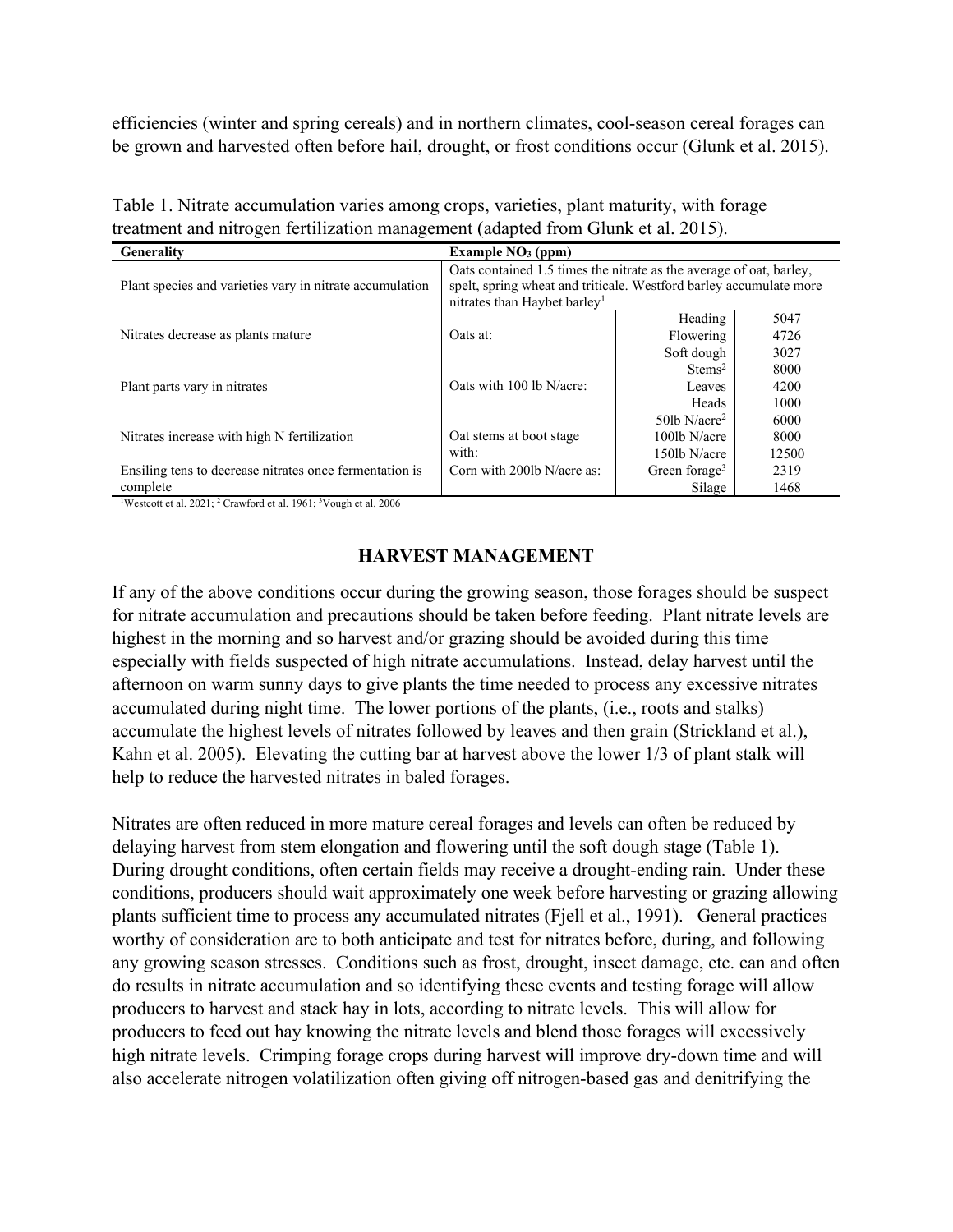efficiencies (winter and spring cereals) and in northern climates, cool-season cereal forages can be grown and harvested often before hail, drought, or frost conditions occur (Glunk et al. 2015).

Table 1. Nitrate accumulation varies among crops, varieties, plant maturity, with forage treatment and nitrogen fertilization management (adapted from Glunk et al. 2015).

| Generality | Example $NO_3$ (ppm) | | |
|---|---|---|---|
| Plant species and varieties vary in nitrate accumulation | Oats contained 1.5 times the nitrate as the average of oat, barley, spelt, spring wheat and triticale. Westford barley accumulate more nitrates than Haybet barley[1] | | |
| Nitrates decrease as plants mature | Oats at: | Heading | 5047 |
| | | Flowering | 4726 |
| | | Soft dough | 3027 |
| Plant parts vary in nitrates | Oats with 100 lb N/acre: | Stems[2] | 8000 |
| | | Leaves | 4200 |
| | | Heads | 1000 |
| Nitrates increase with high N fertilization | Oat stems at boot stage with: | 50lb N/acre[2] | 6000 |
| | | 100lb N/acre | 8000 |
| | | 150lb N/acre | 12500 |
| Ensiling tens to decrease nitrates once fermentation is complete | Corn with 200lb N/acre as: | Green forage[3] | 2319 |
| | | Silage | 1468 |

[1]Westcott et al. 2021; [2] Crawford et al. 1961; [3]Vough et al. 2006

## HARVEST MANAGEMENT

If any of the above conditions occur during the growing season, those forages should be suspect for nitrate accumulation and precautions should be taken before feeding. Plant nitrate levels are highest in the morning and so harvest and/or grazing should be avoided during this time especially with fields suspected of high nitrate accumulations. Instead, delay harvest until the afternoon on warm sunny days to give plants the time needed to process any excessive nitrates accumulated during night time. The lower portions of the plants, (i.e., roots and stalks) accumulate the highest levels of nitrates followed by leaves and then grain (Strickland et al.), Kahn et al. 2005). Elevating the cutting bar at harvest above the lower 1/3 of plant stalk will help to reduce the harvested nitrates in baled forages.

Nitrates are often reduced in more mature cereal forages and levels can often be reduced by delaying harvest from stem elongation and flowering until the soft dough stage (Table 1). During drought conditions, often certain fields may receive a drought-ending rain. Under these conditions, producers should wait approximately one week before harvesting or grazing allowing plants sufficient time to process any accumulated nitrates (Fjell et al., 1991). General practices worthy of consideration are to both anticipate and test for nitrates before, during, and following any growing season stresses. Conditions such as frost, drought, insect damage, etc. can and often do results in nitrate accumulation and so identifying these events and testing forage will allow producers to harvest and stack hay in lots, according to nitrate levels. This will allow for producers to feed out hay knowing the nitrate levels and blend those forages will excessively high nitrate levels. Crimping forage crops during harvest will improve dry-down time and will also accelerate nitrogen volatilization often giving off nitrogen-based gas and denitrifying the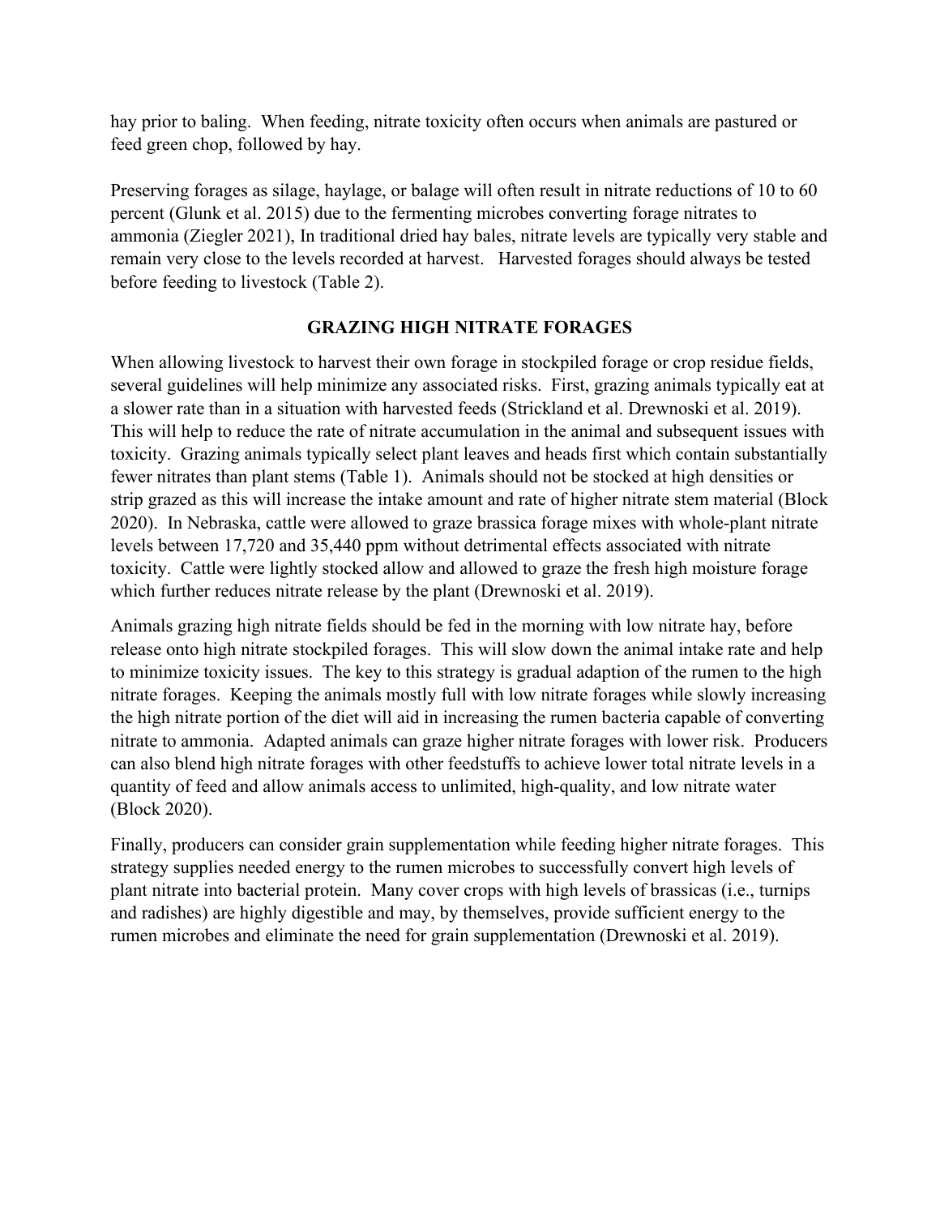hay prior to baling. When feeding, nitrate toxicity often occurs when animals are pastured or feed green chop, followed by hay.

Preserving forages as silage, haylage, or balage will often result in nitrate reductions of 10 to 60 percent (Glunk et al. 2015) due to the fermenting microbes converting forage nitrates to ammonia (Ziegler 2021), In traditional dried hay bales, nitrate levels are typically very stable and remain very close to the levels recorded at harvest. Harvested forages should always be tested before feeding to livestock (Table 2).

## GRAZING HIGH NITRATE FORAGES

When allowing livestock to harvest their own forage in stockpiled forage or crop residue fields, several guidelines will help minimize any associated risks. First, grazing animals typically eat at a slower rate than in a situation with harvested feeds (Strickland et al. Drewnoski et al. 2019). This will help to reduce the rate of nitrate accumulation in the animal and subsequent issues with toxicity. Grazing animals typically select plant leaves and heads first which contain substantially fewer nitrates than plant stems (Table 1). Animals should not be stocked at high densities or strip grazed as this will increase the intake amount and rate of higher nitrate stem material (Block 2020). In Nebraska, cattle were allowed to graze brassica forage mixes with whole-plant nitrate levels between 17,720 and 35,440 ppm without detrimental effects associated with nitrate toxicity. Cattle were lightly stocked allow and allowed to graze the fresh high moisture forage which further reduces nitrate release by the plant (Drewnoski et al. 2019).

Animals grazing high nitrate fields should be fed in the morning with low nitrate hay, before release onto high nitrate stockpiled forages. This will slow down the animal intake rate and help to minimize toxicity issues. The key to this strategy is gradual adaption of the rumen to the high nitrate forages. Keeping the animals mostly full with low nitrate forages while slowly increasing the high nitrate portion of the diet will aid in increasing the rumen bacteria capable of converting nitrate to ammonia. Adapted animals can graze higher nitrate forages with lower risk. Producers can also blend high nitrate forages with other feedstuffs to achieve lower total nitrate levels in a quantity of feed and allow animals access to unlimited, high-quality, and low nitrate water (Block 2020).

Finally, producers can consider grain supplementation while feeding higher nitrate forages. This strategy supplies needed energy to the rumen microbes to successfully convert high levels of plant nitrate into bacterial protein. Many cover crops with high levels of brassicas (i.e., turnips and radishes) are highly digestible and may, by themselves, provide sufficient energy to the rumen microbes and eliminate the need for grain supplementation (Drewnoski et al. 2019).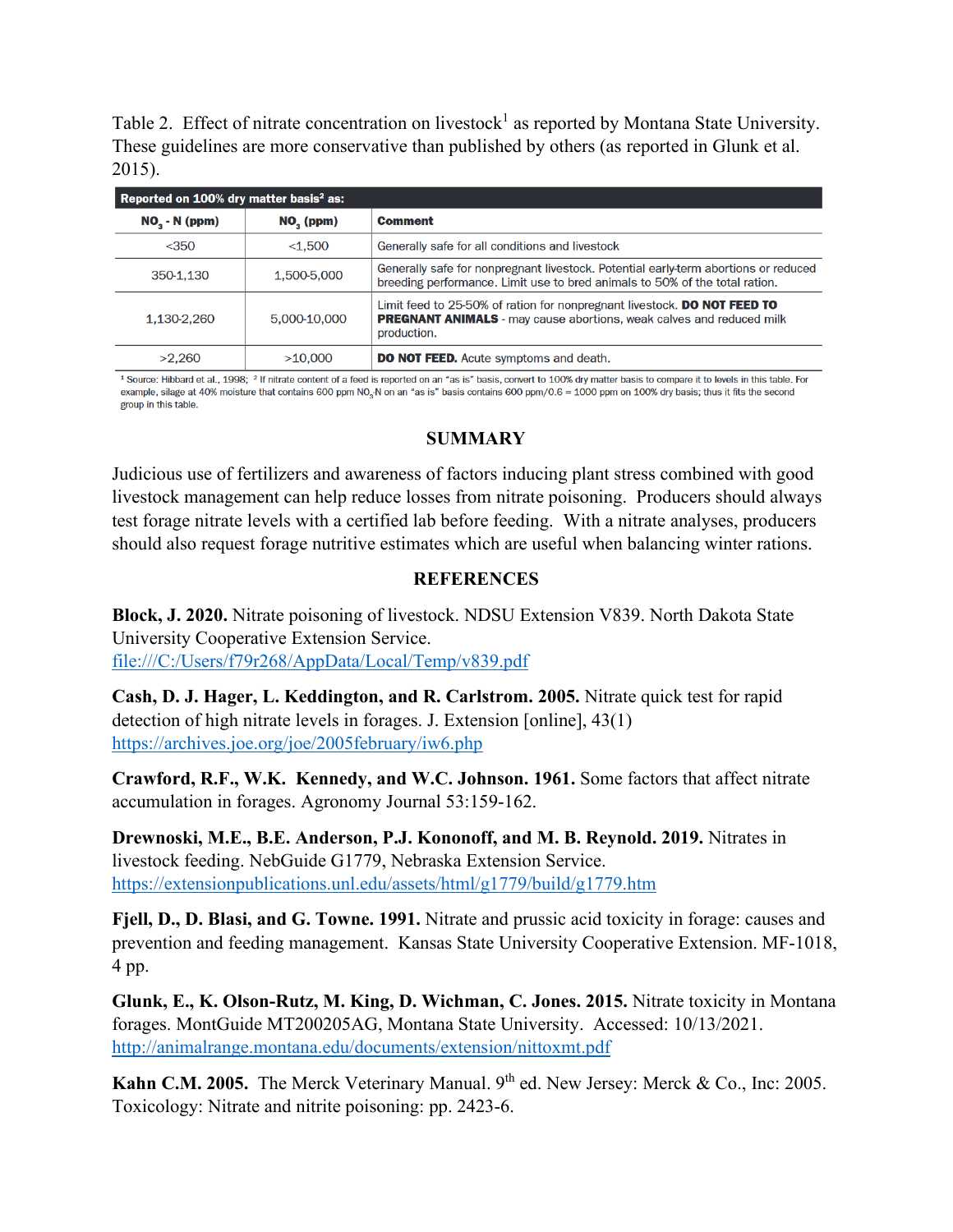Table 2. Effect of nitrate concentration on livestock[1] as reported by Montana State University. These guidelines are more conservative than published by others (as reported in Glunk et al. 2015).

| Reported on 100% dry matter basis[2] as: | | |
|---|---|---|
| $NO_3$ - N (ppm) | $NO_3$ (ppm) | Comment |
| <350 | <1,500 | Generally safe for all conditions and livestock |
| 350-1,130 | 1,500-5,000 | Generally safe for nonpregnant livestock. Potential early-term abortions or reduced breeding performance. Limit use to bred animals to 50% of the total ration. |
| 1,130-2,260 | 5,000-10,000 | Limit feed to 25-50% of ration for nonpregnant livestock. **DO NOT FEED TO PREGNANT ANIMALS** - may cause abortions, weak calves and reduced milk production. |
| >2,260 | >10,000 | **DO NOT FEED.** Acute symptoms and death. |

[1] Source: Hibbard et al., 1998; [2] If nitrate content of a feed is reported on an "as is" basis, convert to 100% dry matter basis to compare it to levels in this table. For example, silage at 40% moisture that contains 600 ppm $NO_3$N on an "as is" basis contains 600 ppm/0.6 = 1000 ppm on 100% dry basis; thus it fits the second group in this table.

## SUMMARY

Judicious use of fertilizers and awareness of factors inducing plant stress combined with good livestock management can help reduce losses from nitrate poisoning. Producers should always test forage nitrate levels with a certified lab before feeding. With a nitrate analyses, producers should also request forage nutritive estimates which are useful when balancing winter rations.

## REFERENCES

**Block, J. 2020.** Nitrate poisoning of livestock. NDSU Extension V839. North Dakota State University Cooperative Extension Service. file:///C:/Users/f79r268/AppData/Local/Temp/v839.pdf

**Cash, D. J. Hager, L. Keddington, and R. Carlstrom. 2005.** Nitrate quick test for rapid detection of high nitrate levels in forages. J. Extension [online], 43(1) https://archives.joe.org/joe/2005february/iw6.php

**Crawford, R.F., W.K. Kennedy, and W.C. Johnson. 1961.** Some factors that affect nitrate accumulation in forages. Agronomy Journal 53:159-162.

**Drewnoski, M.E., B.E. Anderson, P.J. Kononoff, and M. B. Reynold. 2019.** Nitrates in livestock feeding. NebGuide G1779, Nebraska Extension Service. https://extensionpublications.unl.edu/assets/html/g1779/build/g1779.htm

**Fjell, D., D. Blasi, and G. Towne. 1991.** Nitrate and prussic acid toxicity in forage: causes and prevention and feeding management. Kansas State University Cooperative Extension. MF-1018, 4 pp.

**Glunk, E., K. Olson-Rutz, M. King, D. Wichman, C. Jones. 2015.** Nitrate toxicity in Montana forages. MontGuide MT200205AG, Montana State University. Accessed: 10/13/2021. http://animalrange.montana.edu/documents/extension/nittoxmt.pdf

**Kahn C.M. 2005.** The Merck Veterinary Manual. 9th ed. New Jersey: Merck & Co., Inc: 2005. Toxicology: Nitrate and nitrite poisoning: pp. 2423-6.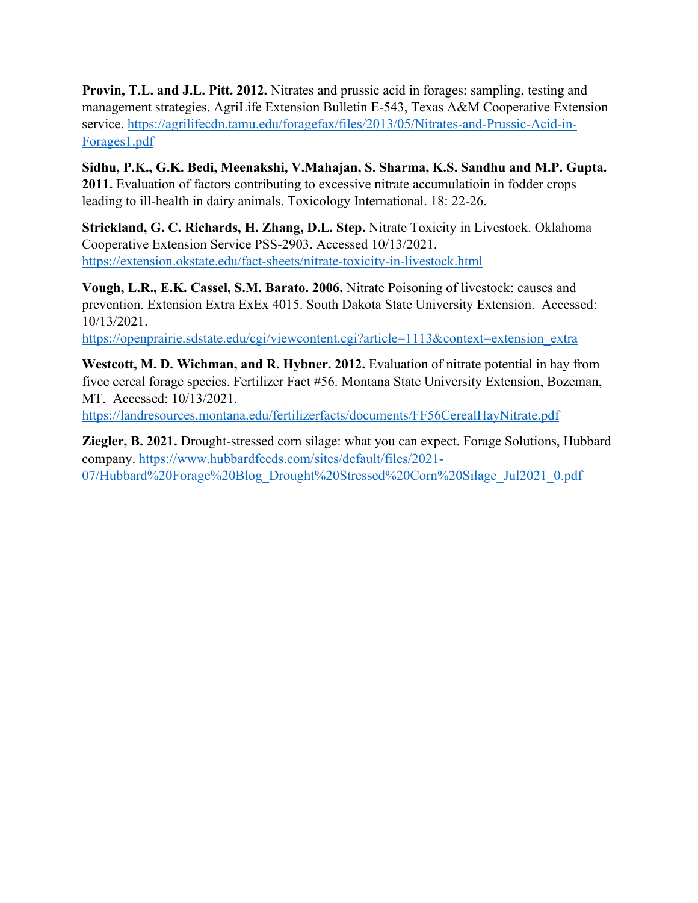**Provin, T.L. and J.L. Pitt. 2012.** Nitrates and prussic acid in forages: sampling, testing and management strategies. AgriLife Extension Bulletin E-543, Texas A&M Cooperative Extension service. https://agrilifecdn.tamu.edu/foragefax/files/2013/05/Nitrates-and-Prussic-Acid-in-Forages1.pdf

**Sidhu, P.K., G.K. Bedi, Meenakshi, V.Mahajan, S. Sharma, K.S. Sandhu and M.P. Gupta. 2011.** Evaluation of factors contributing to excessive nitrate accumulatioin in fodder crops leading to ill-health in dairy animals. Toxicology International. 18: 22-26.

**Strickland, G. C. Richards, H. Zhang, D.L. Step.** Nitrate Toxicity in Livestock. Oklahoma Cooperative Extension Service PSS-2903. Accessed 10/13/2021. https://extension.okstate.edu/fact-sheets/nitrate-toxicity-in-livestock.html

**Vough, L.R., E.K. Cassel, S.M. Barato. 2006.** Nitrate Poisoning of livestock: causes and prevention. Extension Extra ExEx 4015. South Dakota State University Extension. Accessed: 10/13/2021. https://openprairie.sdstate.edu/cgi/viewcontent.cgi?article=1113&context=extension_extra

**Westcott, M. D. Wichman, and R. Hybner. 2012.** Evaluation of nitrate potential in hay from fivce cereal forage species. Fertilizer Fact #56. Montana State University Extension, Bozeman, MT. Accessed: 10/13/2021. https://landresources.montana.edu/fertilizerfacts/documents/FF56CerealHayNitrate.pdf

**Ziegler, B. 2021.** Drought-stressed corn silage: what you can expect. Forage Solutions, Hubbard company. https://www.hubbardfeeds.com/sites/default/files/2021-07/Hubbard%20Forage%20Blog_Drought%20Stressed%20Corn%20Silage_Jul2021_0.pdf